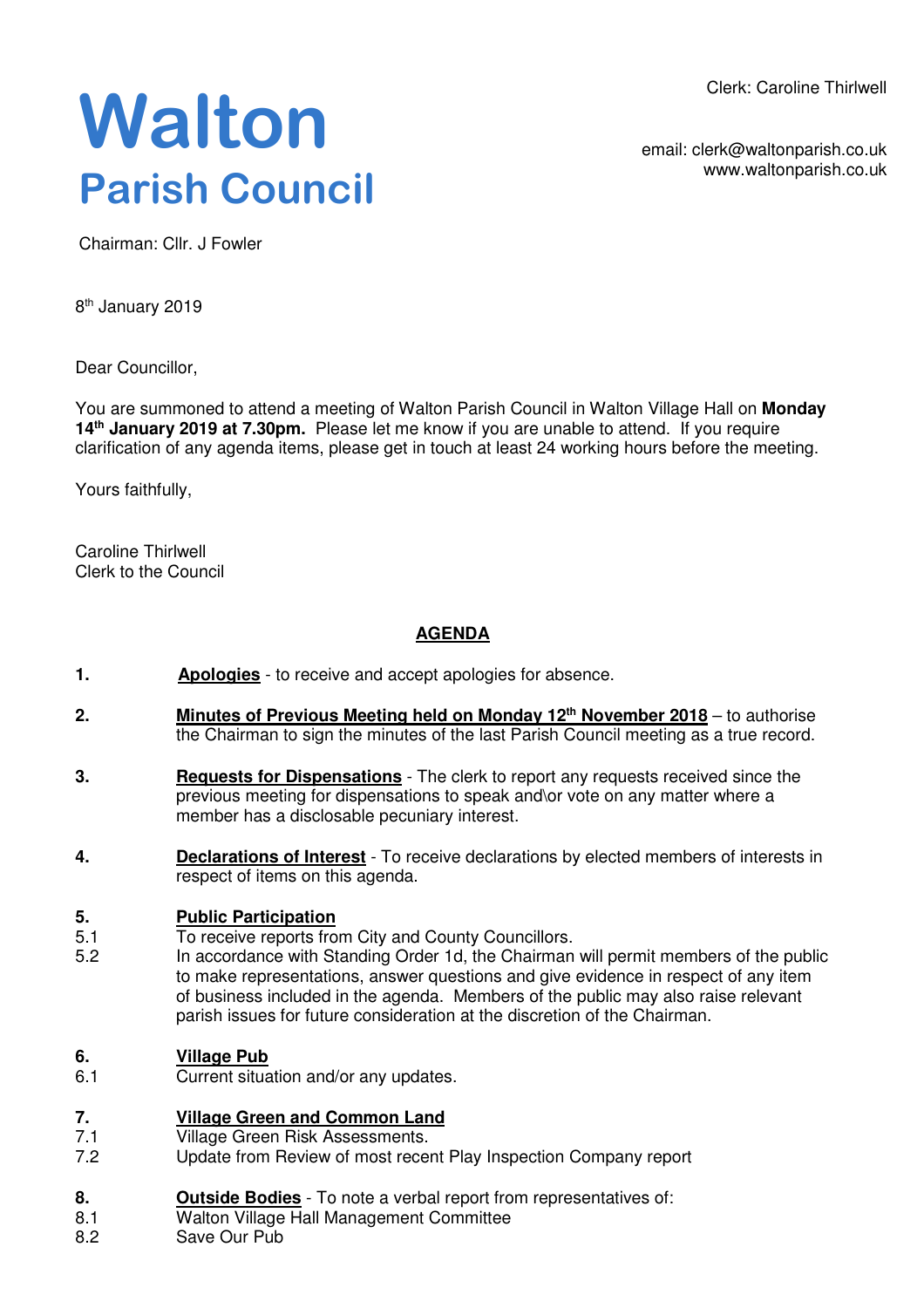Clerk: Caroline Thirlwell

# Walton
## Parish Council

email: clerk@waltonparish.co.uk
www.waltonparish.co.uk

Chairman: Cllr. J Fowler

8th January 2019

Dear Councillor,

You are summoned to attend a meeting of Walton Parish Council in Walton Village Hall on **Monday 14th January 2019 at 7.30pm.** Please let me know if you are unable to attend. If you require clarification of any agenda items, please get in touch at least 24 working hours before the meeting.

Yours faithfully,

Caroline Thirlwell
Clerk to the Council

## AGENDA

**1.** **Apologies** - to receive and accept apologies for absence.

**2.** **Minutes of Previous Meeting held on Monday 12th November 2018** – to authorise the Chairman to sign the minutes of the last Parish Council meeting as a true record.

**3.** **Requests for Dispensations** - The clerk to report any requests received since the previous meeting for dispensations to speak and\or vote on any matter where a member has a disclosable pecuniary interest.

**4.** **Declarations of Interest** - To receive declarations by elected members of interests in respect of items on this agenda.

**5.** **Public Participation**
5.1 To receive reports from City and County Councillors.
5.2 In accordance with Standing Order 1d, the Chairman will permit members of the public to make representations, answer questions and give evidence in respect of any item of business included in the agenda. Members of the public may also raise relevant parish issues for future consideration at the discretion of the Chairman.

**6.** **Village Pub**
6.1 Current situation and/or any updates.

**7.** **Village Green and Common Land**
7.1 Village Green Risk Assessments.
7.2 Update from Review of most recent Play Inspection Company report

**8.** **Outside Bodies** - To note a verbal report from representatives of:
8.1 Walton Village Hall Management Committee
8.2 Save Our Pub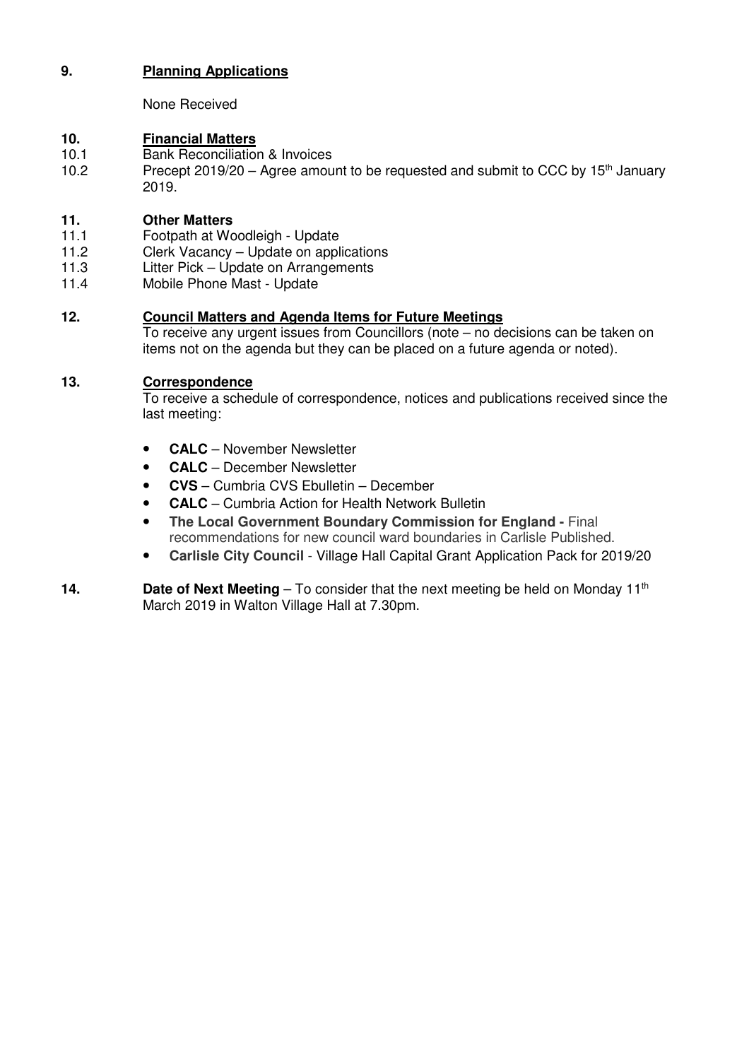**9.** **Planning Applications**

None Received

**10.** **Financial Matters**

10.1 Bank Reconciliation & Invoices

10.2 Precept 2019/20 – Agree amount to be requested and submit to CCC by 15th January 2019.

**11.** **Other Matters**

11.1 Footpath at Woodleigh - Update

11.2 Clerk Vacancy – Update on applications

11.3 Litter Pick – Update on Arrangements

11.4 Mobile Phone Mast - Update

**12.** **Council Matters and Agenda Items for Future Meetings**

To receive any urgent issues from Councillors (note – no decisions can be taken on items not on the agenda but they can be placed on a future agenda or noted).

**13.** **Correspondence**

To receive a schedule of correspondence, notices and publications received since the last meeting:

- **CALC** – November Newsletter
- **CALC** – December Newsletter
- **CVS** – Cumbria CVS Ebulletin – December
- **CALC** – Cumbria Action for Health Network Bulletin
- **The Local Government Boundary Commission for England -** Final recommendations for new council ward boundaries in Carlisle Published.
- **Carlisle City Council** - Village Hall Capital Grant Application Pack for 2019/20

**14.** **Date of Next Meeting** – To consider that the next meeting be held on Monday 11th March 2019 in Walton Village Hall at 7.30pm.